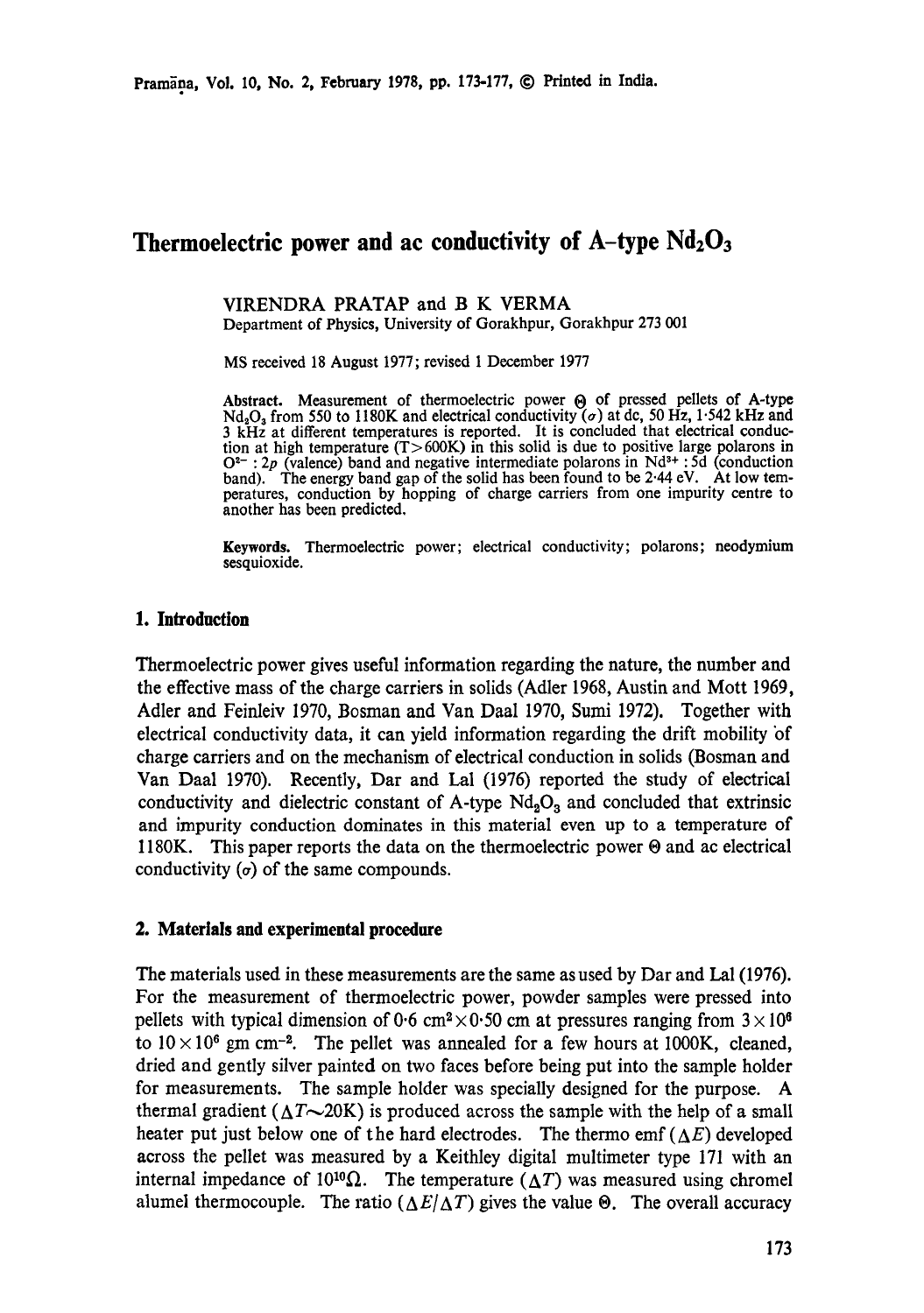# Thermoelectric power and ac conductivity of A-type $Nd_2O_3$

VIRENDRA PRATAP and B K VERMA
Department of Physics, University of Gorakhpur, Gorakhpur 273 001

MS received 18 August 1977; revised 1 December 1977

**Abstract.** Measurement of thermoelectric power $\Theta$ of pressed pellets of A-type $Nd_2O_3$ from 550 to 1180K and electrical conductivity ($\sigma$) at dc, 50 Hz, 1·542 kHz and 3 kHz at different temperatures is reported. It is concluded that electrical conduction at high temperature (T>600K) in this solid is due to positive large polarons in $O^{2-}$ : 2*p* (valence) band and negative intermediate polarons in $Nd^{3+}$ : 5d (conduction band). The energy band gap of the solid has been found to be 2·44 eV. At low temperatures, conduction by hopping of charge carriers from one impurity centre to another has been predicted.

**Keywords.** Thermoelectric power; electrical conductivity; polarons; neodymium sesquioxide.

## 1. Introduction

Thermoelectric power gives useful information regarding the nature, the number and the effective mass of the charge carriers in solids (Adler 1968, Austin and Mott 1969, Adler and Feinleiv 1970, Bosman and Van Daal 1970, Sumi 1972). Together with electrical conductivity data, it can yield information regarding the drift mobility of charge carriers and on the mechanism of electrical conduction in solids (Bosman and Van Daal 1970). Recently, Dar and Lal (1976) reported the study of electrical conductivity and dielectric constant of A-type $Nd_2O_3$ and concluded that extrinsic and impurity conduction dominates in this material even up to a temperature of 1180K. This paper reports the data on the thermoelectric power $\Theta$ and ac electrical conductivity ($\sigma$) of the same compounds.

## 2. Materials and experimental procedure

The materials used in these measurements are the same as used by Dar and Lal (1976). For the measurement of thermoelectric power, powder samples were pressed into pellets with typical dimension of 0·6 $cm^2 \times 0{\cdot}50$ cm at pressures ranging from $3 \times 10^6$ to $10 \times 10^6$ gm $cm^{-2}$. The pellet was annealed for a few hours at 1000K, cleaned, dried and gently silver painted on two faces before being put into the sample holder for measurements. The sample holder was specially designed for the purpose. A thermal gradient ($\Delta T \sim 20$K) is produced across the sample with the help of a small heater put just below one of the hard electrodes. The thermo emf ($\Delta E$) developed across the pellet was measured by a Keithley digital multimeter type 171 with an internal impedance of $10^{10}\Omega$. The temperature ($\Delta T$) was measured using chromel alumel thermocouple. The ratio ($\Delta E/\Delta T$) gives the value $\Theta$. The overall accuracy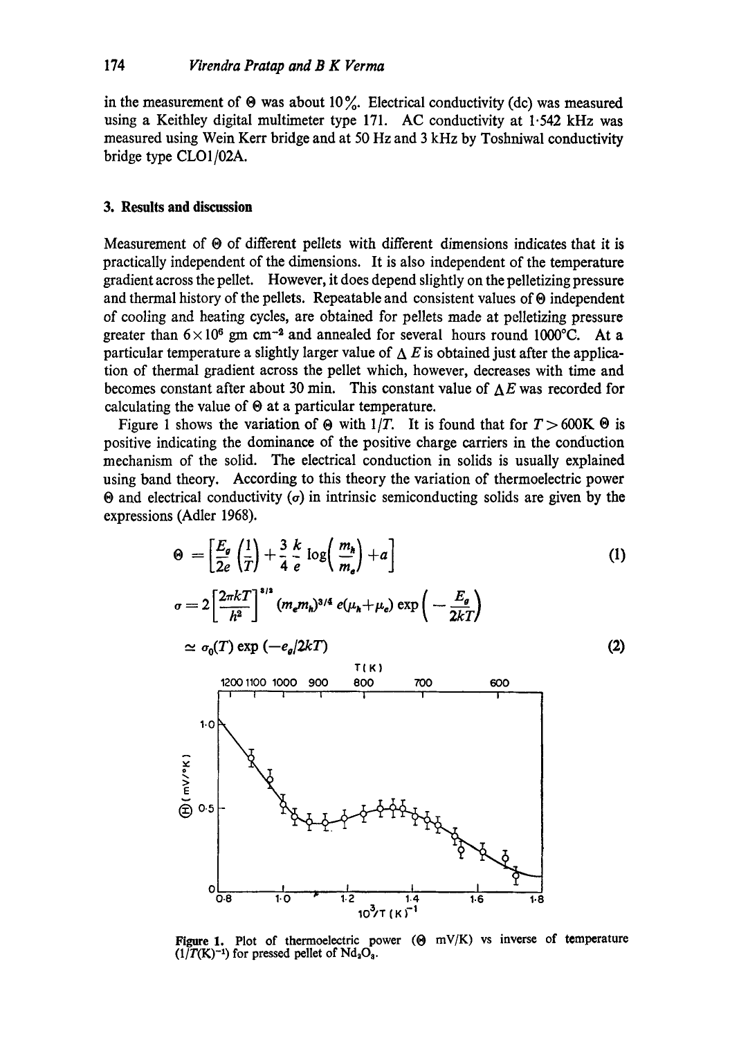in the measurement of $\Theta$ was about 10%. Electrical conductivity (dc) was measured using a Keithley digital multimeter type 171. AC conductivity at 1·542 kHz was measured using Wein Kerr bridge and at 50 Hz and 3 kHz by Toshniwal conductivity bridge type CLO1/02A.

## 3. Results and discussion

Measurement of $\Theta$ of different pellets with different dimensions indicates that it is practically independent of the dimensions. It is also independent of the temperature gradient across the pellet. However, it does depend slightly on the pelletizing pressure and thermal history of the pellets. Repeatable and consistent values of $\Theta$ independent of cooling and heating cycles, are obtained for pellets made at pelletizing pressure greater than $6 \times 10^6$ gm cm$^{-2}$ and annealed for several hours round 1000°C. At a particular temperature a slightly larger value of $\Delta E$ is obtained just after the application of thermal gradient across the pellet which, however, decreases with time and becomes constant after about 30 min. This constant value of $\Delta E$ was recorded for calculating the value of $\Theta$ at a particular temperature.

Figure 1 shows the variation of $\Theta$ with $1/T$. It is found that for $T > 600$K $\Theta$ is positive indicating the dominance of the positive charge carriers in the conduction mechanism of the solid. The electrical conduction in solids is usually explained using band theory. According to this theory the variation of thermoelectric power $\Theta$ and electrical conductivity ($\sigma$) in intrinsic semiconducting solids are given by the expressions (Adler 1968).

$$\Theta = \left[\frac{E_g}{2e}\left(\frac{1}{T}\right) + \frac{3}{4}\frac{k}{e}\log\left(\frac{m_h}{m_e}\right) + a\right] \tag{1}$$

$$\sigma = 2\left[\frac{2\pi kT}{h^2}\right]^{3/2} (m_e m_h)^{3/4}\, e(\mu_h + \mu_e) \exp\left(-\frac{E_g}{2kT}\right)$$

$$\simeq \sigma_0(T) \exp\left(-e_g/2kT\right) \tag{2}$$

**Figure 1.** Plot of thermoelectric power ($\Theta$ mV/K) vs inverse of temperature ($1/T(\mathrm{K})^{-1}$) for pressed pellet of $Nd_2O_3$.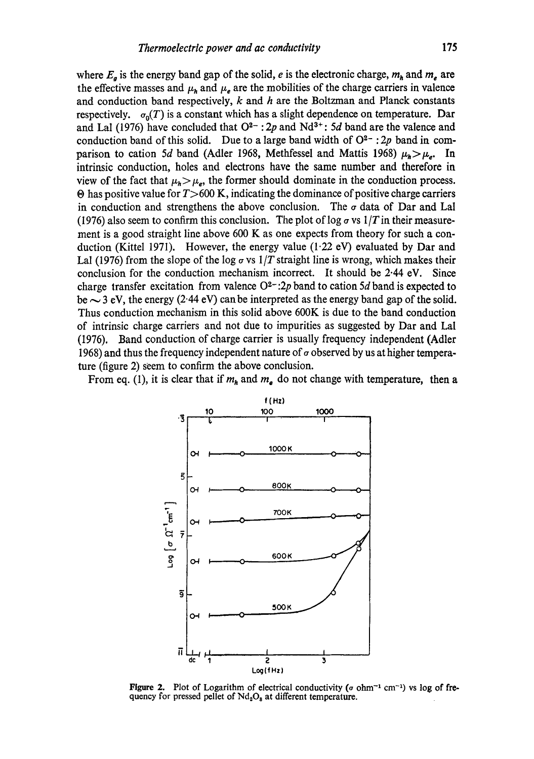where $E_g$ is the energy band gap of the solid, $e$ is the electronic charge, $m_h$ and $m_e$ are the effective masses and $\mu_h$ and $\mu_e$ are the mobilities of the charge carriers in valence and conduction band respectively, $k$ and $h$ are the Boltzman and Planck constants respectively. $\sigma_0(T)$ is a constant which has a slight dependence on temperature. Dar and Lal (1976) have concluded that $O^{2-}$ : $2p$ and $Nd^{3+}$: $5d$ band are the valence and conduction band of this solid. Due to a large band width of $O^{2-}$ : $2p$ band in comparison to cation $5d$ band (Adler 1968, Methfessel and Mattis 1968) $\mu_h > \mu_e$. In intrinsic conduction, holes and electrons have the same number and therefore in view of the fact that $\mu_h > \mu_e$, the former should dominate in the conduction process. $\Theta$ has positive value for $T > 600$ K, indicating the dominance of positive charge carriers in conduction and strengthens the above conclusion. The $\sigma$ data of Dar and Lal (1976) also seem to confirm this conclusion. The plot of log $\sigma$ vs $1/T$ in their measurement is a good straight line above 600 K as one expects from theory for such a conduction (Kittel 1971). However, the energy value (1·22 eV) evaluated by Dar and Lal (1976) from the slope of the log $\sigma$ vs $1/T$ straight line is wrong, which makes their conclusion for the conduction mechanism incorrect. It should be 2·44 eV. Since charge transfer excitation from valence $O^{2-}$:$2p$ band to cation $5d$ band is expected to be $\sim 3$ eV, the energy (2·44 eV) can be interpreted as the energy band gap of the solid. Thus conduction mechanism in this solid above 600K is due to the band conduction of intrinsic charge carriers and not due to impurities as suggested by Dar and Lal (1976). Band conduction of charge carrier is usually frequency independent (Adler 1968) and thus the frequency independent nature of $\sigma$ observed by us at higher temperature (figure 2) seem to confirm the above conclusion.

From eq. (1), it is clear that if $m_h$ and $m_e$ do not change with temperature, then a

**Figure 2.** Plot of Logarithm of electrical conductivity ($\sigma$ ohm$^{-1}$ cm$^{-1}$) vs log of frequency for pressed pellet of $Nd_2O_3$ at different temperature.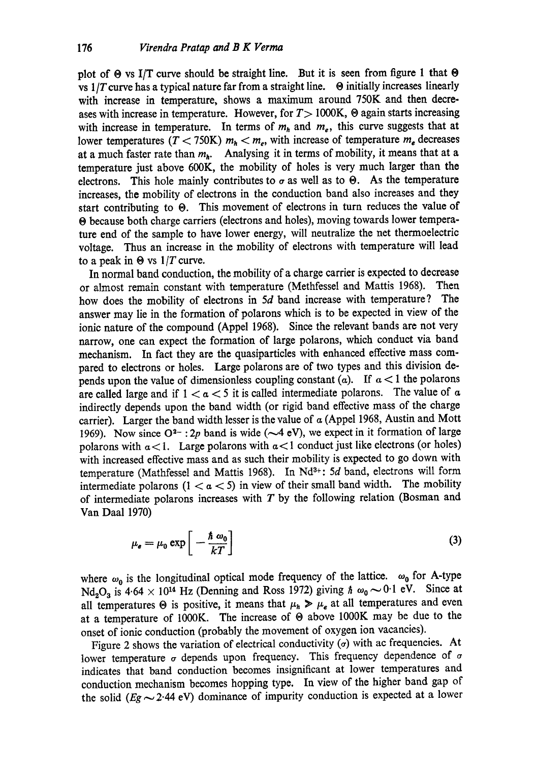plot of $\Theta$ vs I/T curve should be straight line. But it is seen from figure 1 that $\Theta$ vs $1/T$ curve has a typical nature far from a straight line. $\Theta$ initially increases linearly with increase in temperature, shows a maximum around 750K and then decreases with increase in temperature. However, for $T > 1000$K, $\Theta$ again starts increasing with increase in temperature. In terms of $m_h$ and $m_e$, this curve suggests that at lower temperatures ($T < 750$K) $m_h < m_e$, with increase of temperature $m_e$ decreases at a much faster rate than $m_h$. Analysing it in terms of mobility, it means that at a temperature just above 600K, the mobility of holes is very much larger than the electrons. This hole mainly contributes to $\sigma$ as well as to $\Theta$. As the temperature increases, the mobility of electrons in the conduction band also increases and they start contributing to $\Theta$. This movement of electrons in turn reduces the value of $\Theta$ because both charge carriers (electrons and holes), moving towards lower temperature end of the sample to have lower energy, will neutralize the net thermoelectric voltage. Thus an increase in the mobility of electrons with temperature will lead to a peak in $\Theta$ vs $1/T$ curve.

In normal band conduction, the mobility of a charge carrier is expected to decrease or almost remain constant with temperature (Methfessel and Mattis 1968). Then how does the mobility of electrons in $5d$ band increase with temperature? The answer may lie in the formation of polarons which is to be expected in view of the ionic nature of the compound (Appel 1968). Since the relevant bands are not very narrow, one can expect the formation of large polarons, which conduct via band mechanism. In fact they are the quasiparticles with enhanced effective mass compared to electrons or holes. Large polarons are of two types and this division depends upon the value of dimensionless coupling constant ($\alpha$). If $\alpha < 1$ the polarons are called large and if $1 < \alpha < 5$ it is called intermediate polarons. The value of $\alpha$ indirectly depends upon the band width (or rigid band effective mass of the charge carrier). Larger the band width lesser is the value of $\alpha$ (Appel 1968, Austin and Mott 1969). Now since $O^{2-}: 2p$ band is wide ($\sim$4 eV), we expect in it formation of large polarons with $\alpha < 1$. Large polarons with $\alpha < 1$ conduct just like electrons (or holes) with increased effective mass and as such their mobility is expected to go down with temperature (Mathfessel and Mattis 1968). In $Nd^{3+}$: $5d$ band, electrons will form intermediate polarons ($1 < \alpha < 5$) in view of their small band width. The mobility of intermediate polarons increases with $T$ by the following relation (Bosman and Van Daal 1970)

$$\mu_e = \mu_0 \exp\left[-\frac{\hbar \omega_0}{kT}\right] \tag{3}$$

where $\omega_0$ is the longitudinal optical mode frequency of the lattice. $\omega_0$ for A-type $Nd_2O_3$ is $4 \cdot 64 \times 10^{14}$ Hz (Denning and Ross 1972) giving $\hbar \omega_0 \sim 0 \cdot 1$ eV. Since at all temperatures $\Theta$ is positive, it means that $\mu_h \gg \mu_e$ at all temperatures and even at a temperature of 1000K. The increase of $\Theta$ above 1000K may be due to the onset of ionic conduction (probably the movement of oxygen ion vacancies).

Figure 2 shows the variation of electrical conductivity ($\sigma$) with ac frequencies. At lower temperature $\sigma$ depends upon frequency. This frequency dependence of $\sigma$ indicates that band conduction becomes insignificant at lower temperatures and conduction mechanism becomes hopping type. In view of the higher band gap of the solid ($Eg \sim 2 \cdot 44$ eV) dominance of impurity conduction is expected at a lower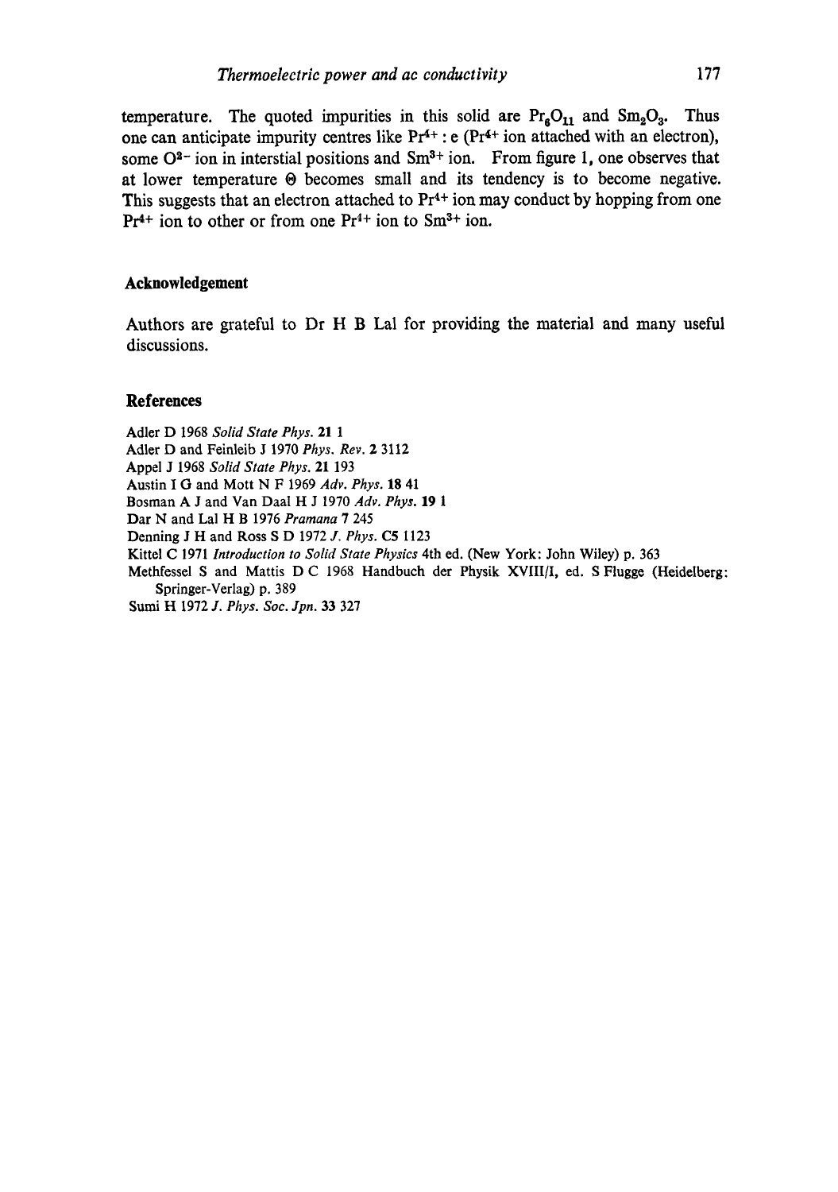temperature. The quoted impurities in this solid are $Pr_6O_{11}$ and $Sm_2O_3$. Thus one can anticipate impurity centres like $Pr^{4+}$ : e ($Pr^{4+}$ ion attached with an electron), some $O^{2-}$ ion in interstial positions and $Sm^{3+}$ ion. From figure 1, one observes that at lower temperature $\Theta$ becomes small and its tendency is to become negative. This suggests that an electron attached to $Pr^{4+}$ ion may conduct by hopping from one $Pr^{4+}$ ion to other or from one $Pr^{4+}$ ion to $Sm^{3+}$ ion.

## Acknowledgement

Authors are grateful to Dr H B Lal for providing the material and many useful discussions.

## References

Adler D 1968 *Solid State Phys.* **21** 1

Adler D and Feinleib J 1970 *Phys. Rev.* **2** 3112

Appel J 1968 *Solid State Phys.* **21** 193

Austin I G and Mott N F 1969 *Adv. Phys.* **18** 41

Bosman A J and Van Daal H J 1970 *Adv. Phys.* **19** 1

Dar N and Lal H B 1976 *Pramana* **7** 245

Denning J H and Ross S D 1972 *J. Phys.* **C5** 1123

Kittel C 1971 *Introduction to Solid State Physics* 4th ed. (New York: John Wiley) p. 363

Methfessel S and Mattis D C 1968 Handbuch der Physik XVIII/1, ed. S Flugge (Heidelberg: Springer-Verlag) p. 389

Sumi H 1972 *J. Phys. Soc. Jpn.* **33** 327